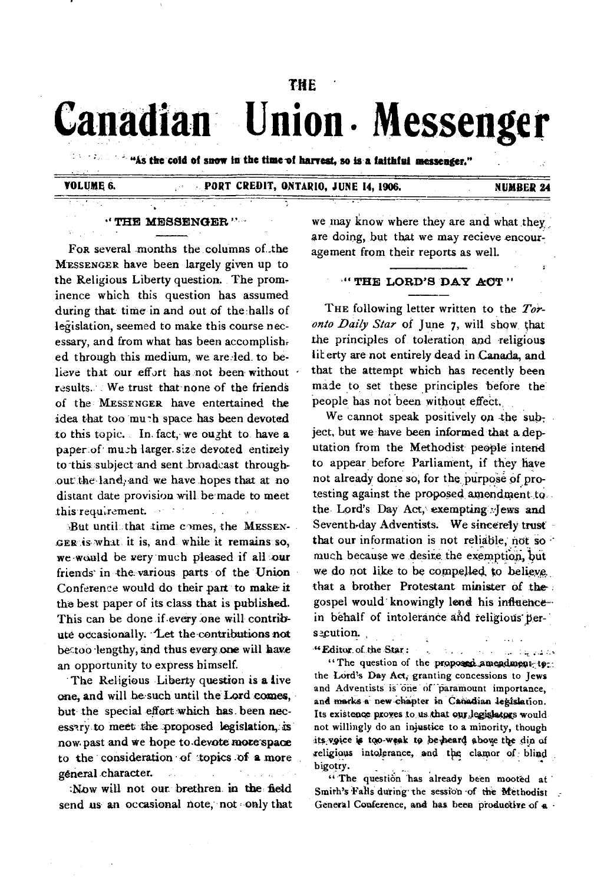THE

# Canadian Union Messenger

"As the cold of snow in the time of harvest, so is a faithful messenger."

VOLUME 6. PORT CREDIT, ONTARIO, JUNE 14, 1906. NUMBER 24

## "THE MESSENGER"

FOR several months the columns of the MESSENGER have been largely given up to the Religious Liberty question. The prominence which this question has assumed during that time in and out of the halls of legislation, seemed to make this course necessary, and from what has been accomplished through this medium, we are led to believe that our effort has not been without results. We trust that none of the friends of the MESSENGER have entertained the idea that too much space has been devoted to this topic. In fact, we ought to have a paper of much larger size devoted entirely to this subject and sent broadcast throughout the land, and we have hopes that at no distant date provision will be made to meet this requirement.

But until that time comes, the MESSENGER is what it is, and while it remains so, we would be very much pleased if all our friends in the various parts of the Union Conference would do their part to make it the best paper of its class that is published. This can be done if every one will contribute occasionally. Let the contributions not be too lengthy, and thus every one will have an opportunity to express himself.

The Religious Liberty question is a live one, and will be such until the Lord comes, but the special effort which has been necessary to meet the proposed legislation, is now past and we hope to devote more space to the consideration of topics of a more general character.

Now will not our brethren in the field send us an occasional note, not only that we may know where they are and what they are doing, but that we may recieve encouragement from their reports as well.

## "THE LORD'S DAY ACT"

THE following letter written to the *Toronto Daily Star* of June 7, will show that the principles of toleration and religious liberty are not entirely dead in Canada, and that the attempt which has recently been made to set these principles before the people has not been without effect.

We cannot speak positively on the subject, but we have been informed that a deputation from the Methodist people intend to appear before Parliament, if they have not already done so, for the purpose of protesting against the proposed amendment to the Lord's Day Act, exempting Jews and Seventh-day Adventists. We sincerely trust that our information is not reliable, not so much because we desire the exemption, but we do not like to be compelled to believe that a brother Protestant minister of the gospel would knowingly lend his influence in behalf of intolerance and religious persecution.

"Editor of the Star:

"The question of the proposed amendment to the Lord's Day Act, granting concessions to Jews and Adventists is one of paramount importance, and marks a new chapter in Canadian legislation. Its existence proves to us that our legislators would not willingly do an injustice to a minority, though its voice is too weak to be heard above the din of religious intolerance, and the clamor of blind bigotry.

"The question has already been mooted at Smith's Falls during the session of the Methodist General Conference, and has been productive of a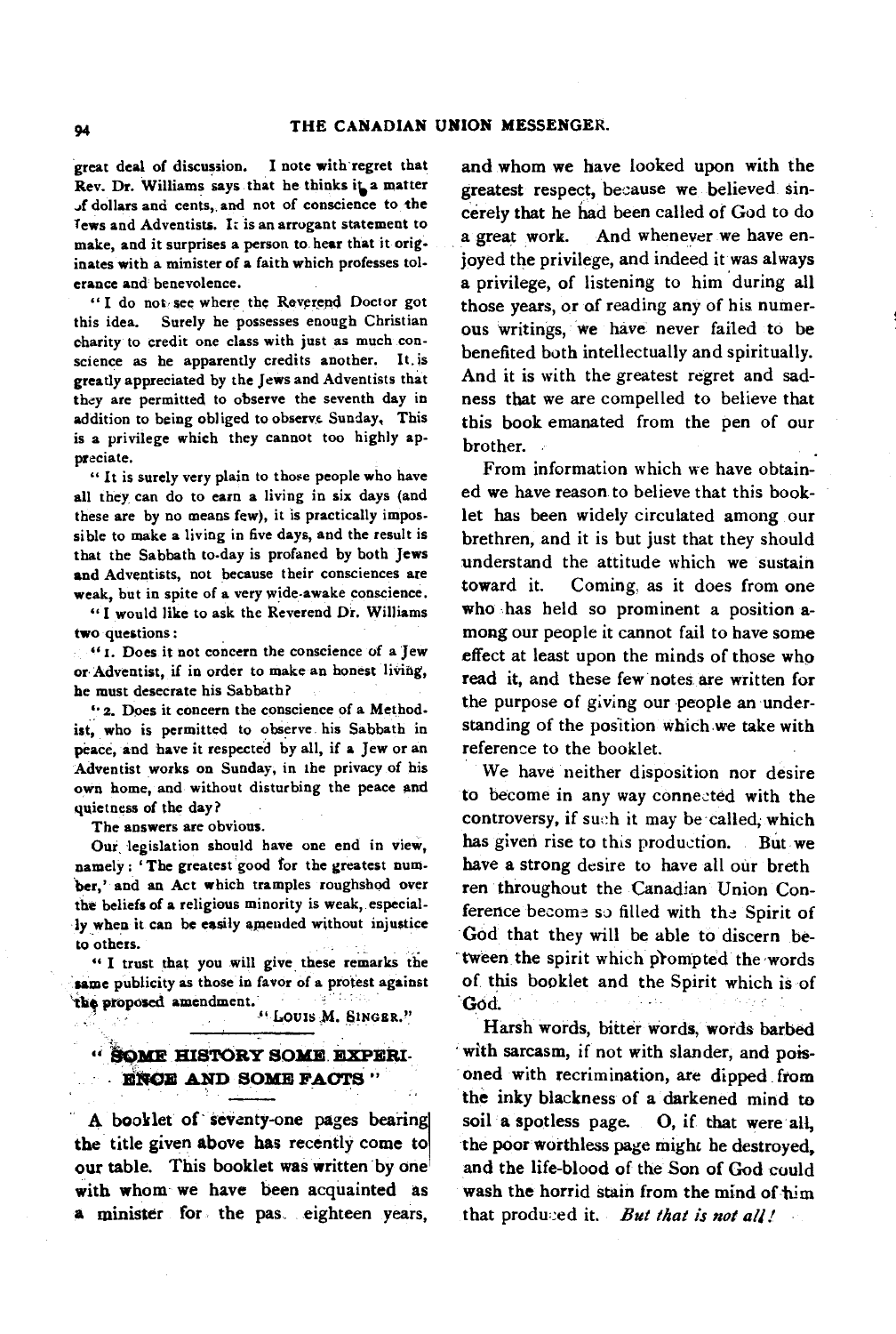great deal of discussion. I note with regret that Rev. Dr. Williams says that he thinks it a matter of dollars and cents, and not of conscience to the Jews and Adventists. It is an arrogant statement to make, and it surprises a person to hear that it originates with a minister of a faith which professes tolerance and benevolence.

"I do not see where the Reverend Doctor got this idea. Surely he possesses enough Christian charity to credit one class with just as much conscience as he apparently credits another. It is greatly appreciated by the Jews and Adventists that they are permitted to observe the seventh day in addition to being obliged to observe Sunday. This is a privilege which they cannot too highly appreciate.

"It is surely very plain to those people who have all they can do to earn a living in six days (and these are by no means few), it is practically impossible to make a living in five days, and the result is that the Sabbath to-day is profaned by both Jews and Adventists, not because their consciences are weak, but in spite of a very wide-awake conscience.

"I would like to ask the Reverend Dr. Williams two questions:

"1. Does it not concern the conscience of a Jew or Adventist, if in order to make an honest living, he must desecrate his Sabbath?

"2. Does it concern the conscience of a Methodist, who is permitted to observe his Sabbath in peace, and have it respected by all, if a Jew or an Adventist works on Sunday, in the privacy of his own home, and without disturbing the peace and quietness of the day?

The answers are obvious.

Our legislation should have one end in view, namely: 'The greatest good for the greatest number,' and an Act which tramples roughshod over the beliefs of a religious minority is weak, especially when it can be easily amended without injustice to others.

"I trust that you will give these remarks the same publicity as those in favor of a protest against the proposed amendment.

"LOUIS M. SINGER."

## "SOME HISTORY SOME EXPERIENCE AND SOME FACTS"

A booklet of seventy-one pages bearing the title given above has recently come to our table. This booklet was written by one with whom we have been acquainted as a minister for the pas eighteen years, and whom we have looked upon with the greatest respect, because we believed sincerely that he had been called of God to do a great work. And whenever we have enjoyed the privilege, and indeed it was always a privilege, of listening to him during all those years, or of reading any of his numerous writings, we have never failed to be benefited both intellectually and spiritually. And it is with the greatest regret and sadness that we are compelled to believe that this book emanated from the pen of our brother.

From information which we have obtained we have reason to believe that this booklet has been widely circulated among our brethren, and it is but just that they should understand the attitude which we sustain toward it. Coming as it does from one who has held so prominent a position among our people it cannot fail to have some effect at least upon the minds of those who read it, and these few notes are written for the purpose of giving our people an understanding of the position which we take with reference to the booklet.

We have neither disposition nor desire to become in any way connected with the controversy, if such it may be called, which has given rise to this production. But we have a strong desire to have all our brethren throughout the Canadian Union Conference become so filled with the Spirit of God that they will be able to discern between the spirit which prompted the words of this booklet and the Spirit which is of God.

Harsh words, bitter words, words barbed with sarcasm, if not with slander, and poisoned with recrimination, are dipped from the inky blackness of a darkened mind to soil a spotless page. O, if that were all, the poor worthless page might be destroyed, and the life-blood of the Son of God could wash the horrid stain from the mind of him that produced it. *But that is not all!*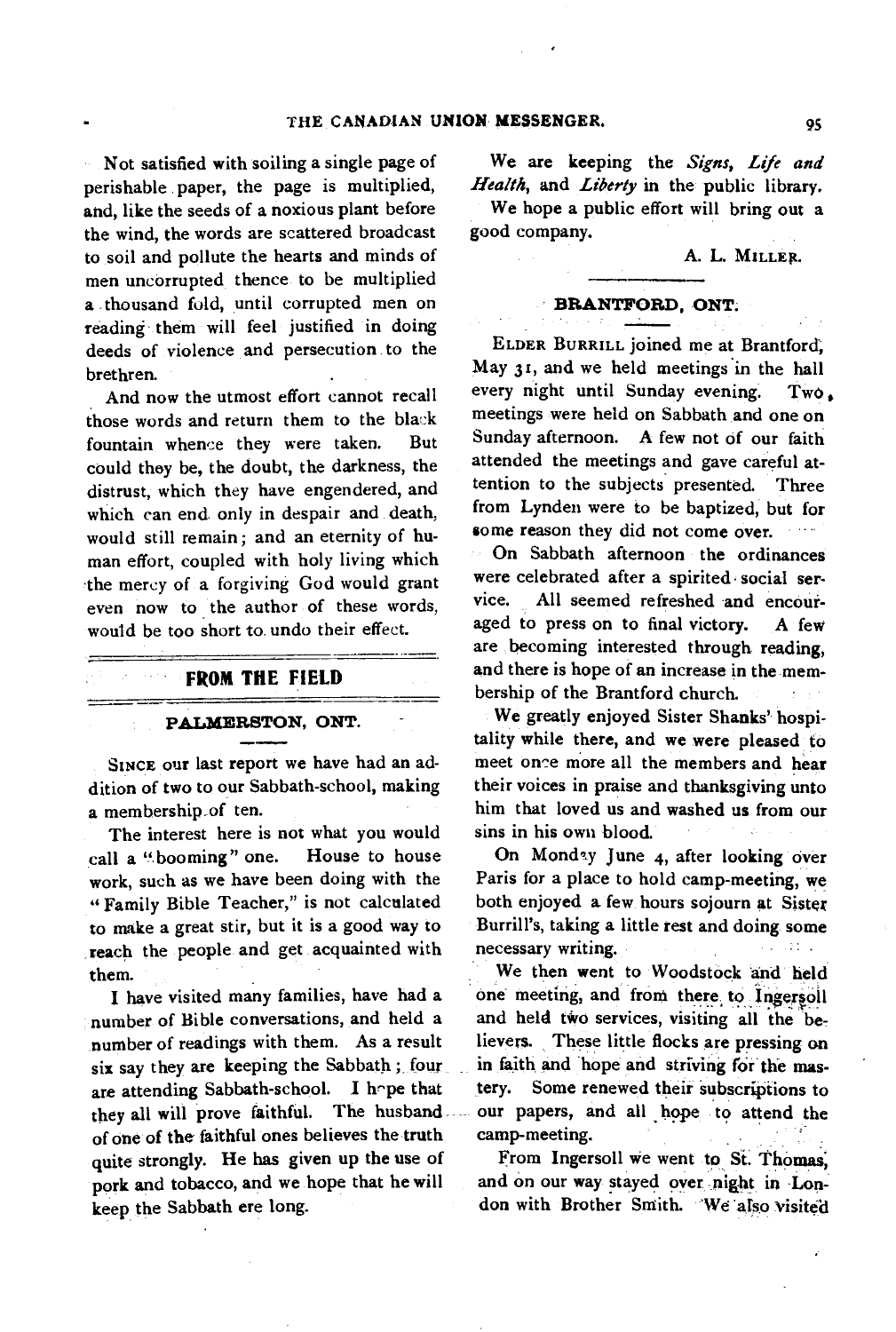Not satisfied with soiling a single page of perishable paper, the page is multiplied, and, like the seeds of a noxious plant before the wind, the words are scattered broadcast to soil and pollute the hearts and minds of men uncorrupted thence to be multiplied a thousand fold, until corrupted men on reading them will feel justified in doing deeds of violence and persecution to the brethren.

And now the utmost effort cannot recall those words and return them to the black fountain whence they were taken. But could they be, the doubt, the darkness, the distrust, which they have engendered, and which can end only in despair and death, would still remain; and an eternity of human effort, coupled with holy living which the mercy of a forgiving God would grant even now to the author of these words, would be too short to undo their effect.

## FROM THE FIELD

### PALMERSTON, ONT.

SINCE our last report we have had an addition of two to our Sabbath-school, making a membership of ten.

The interest here is not what you would call a "booming" one. House to house work, such as we have been doing with the "Family Bible Teacher," is not calculated to make a great stir, but it is a good way to reach the people and get acquainted with them.

I have visited many families, have had a number of Bible conversations, and held a number of readings with them. As a result six say they are keeping the Sabbath; four are attending Sabbath-school. I hope that they all will prove faithful. The husband of one of the faithful ones believes the truth quite strongly. He has given up the use of pork and tobacco, and we hope that he will keep the Sabbath ere long.

We are keeping the *Signs*, *Life and Health*, and *Liberty* in the public library.

We hope a public effort will bring out a good company.

A. L. MILLER.

### BRANTFORD, ONT.

ELDER BURRILL joined me at Brantford, May 31, and we held meetings in the hall every night until Sunday evening. Two meetings were held on Sabbath and one on Sunday afternoon. A few not of our faith attended the meetings and gave careful attention to the subjects presented. Three from Lynden were to be baptized, but for some reason they did not come over.

On Sabbath afternoon the ordinances were celebrated after a spirited social service. All seemed refreshed and encouraged to press on to final victory. A few are becoming interested through reading, and there is hope of an increase in the membership of the Brantford church.

We greatly enjoyed Sister Shanks' hospitality while there, and we were pleased to meet once more all the members and hear their voices in praise and thanksgiving unto him that loved us and washed us from our sins in his own blood.

On Monday June 4, after looking over Paris for a place to hold camp-meeting, we both enjoyed a few hours sojourn at Sister Burrill's, taking a little rest and doing some necessary writing.

We then went to Woodstock and held one meeting, and from there to Ingersoll and held two services, visiting all the believers. These little flocks are pressing on in faith and hope and striving for the mastery. Some renewed their subscriptions to our papers, and all hope to attend the camp-meeting.

From Ingersoll we went to St. Thomas, and on our way stayed over night in London with Brother Smith. We also visited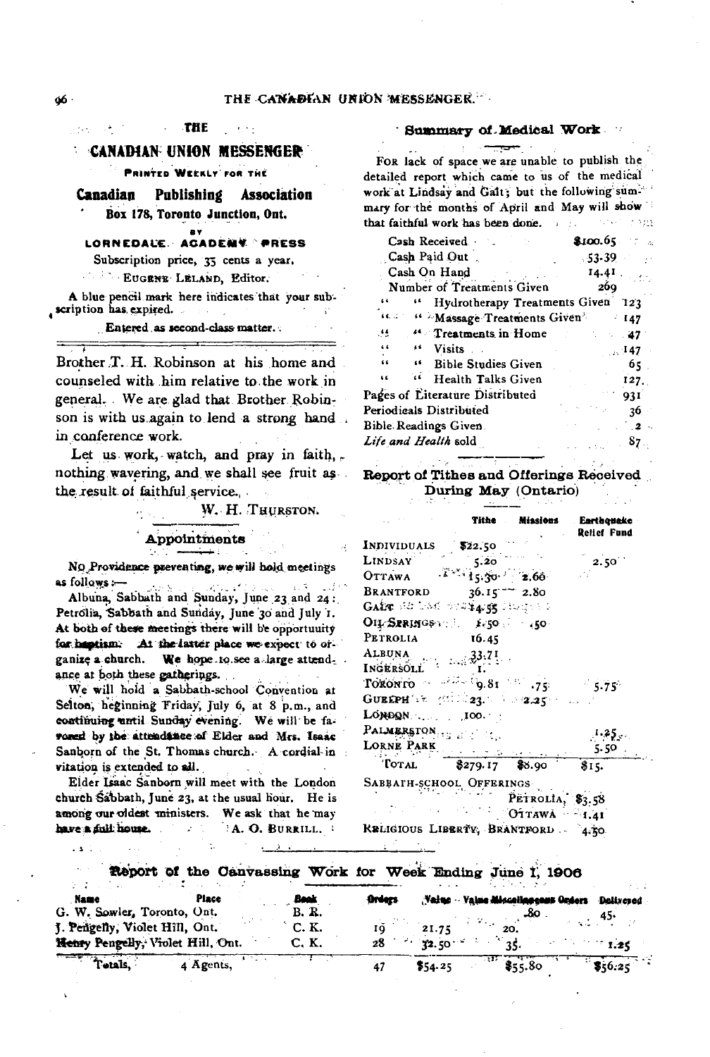## THE CANADIAN UNION MESSENGER

PRINTED WEEKLY FOR THE

**Canadian Publishing Association**

**Box 178, Toronto Junction, Ont.**

BY

**LORNEDALE ACADEMY PRESS**

Subscription price, 35 cents a year.

EUGENE LELAND, Editor.

A blue pencil mark here indicates that your subscription has expired.

Entered as second-class matter.

---

Brother T. H. Robinson at his home and counseled with him relative to the work in general. We are glad that Brother Robinson is with us again to lend a strong hand in conference work.

Let us work, watch, and pray in faith, nothing wavering, and we shall see fruit as the result of faithful service.

W. H. THURSTON.

### Appointments

No Providence preventing, we will hold meetings as follows:—

Albuna, Sabbath and Sunday, June 23 and 24: Petrolia, Sabbath and Sunday, June 30 and July 1. At both of these meetings there will be opportunity for baptism. At the latter place we expect to organize a church. We hope to see a large attendance at both these gatherings.

We will hold a Sabbath-school Convention at Selton, beginning Friday, July 6, at 8 p.m., and continuing until Sunday evening. We will be favored by the attendance of Elder and Mrs. Isaac Sanborn of the St. Thomas church. A cordial invitation is extended to all.

Elder Isaac Sanborn will meet with the London church Sabbath, June 23, at the usual hour. He is among our oldest ministers. We ask that he may have a full house.

A. O. BURRILL.

### Summary of Medical Work

FOR lack of space we are unable to publish the detailed report which came to us of the medical work at Lindsay and Galt; but the following summary for the months of April and May will show that faithful work has been done.

| | |
|---|---|
| Cash Received | $100.65 |
| Cash Paid Out | 53.39 |
| Cash On Hand | 14.41 |
| Number of Treatments Given | 269 |
| " " Hydrotherapy Treatments Given | 123 |
| " " Massage Treatments Given | 147 |
| " " Treatments in Home | 47 |
| " " Visits | 147 |
| " " Bible Studies Given | 65 |
| " " Health Talks Given | 127 |
| Pages of Literature Distributed | 931 |
| Periodicals Distributed | 36 |
| Bible Readings Given | 2 |
| *Life and Health* sold | 87 |

### Report of Tithes and Offerings Received During May (Ontario)

| | Tithe | Missions | Earthquake Relief Fund |
|---|---|---|---|
| INDIVIDUALS | $22.50 | | |
| LINDSAY | 5.20 | | 2.50 |
| OTTAWA | 15.30 | 2.66 | |
| BRANTFORD | 36.15 | 2.80 | |
| GALT | 14.55 | | |
| OIL SPRINGS | 1.50 | .50 | |
| PETROLIA | 16.45 | | |
| ALBUNA | 33.71 | | |
| INGERSOLL | 1. | | |
| TORONTO | 9.81 | .75 | 5.75 |
| GUELPH | 23. | 2.25 | |
| LONDON | 100. | | |
| PALMERSTON | | | 1.25 |
| LORNE PARK | | | 5.50 |
| TOTAL | $279.17 | $8.90 | $15. |

SABBATH-SCHOOL OFFERINGS

| | |
|---|---|
| PETROLIA, | $3.58 |
| OTTAWA | 1.41 |
| RELIGIOUS LIBERTY, BRANTFORD | 4.50 |

### Report of the Canvassing Work for Week Ending June 1, 1906

| Name | Place | Book | Orders | Value | Value Miscellaneous Orders | Delivered |
|---|---|---|---|---|---|---|
| G. W. Sowler, Toronto, Ont. | | B. R. | | | .80 | 45. |
| J. Pengelly, Violet Hill, Ont. | | C. K. | 19 | 21.75 | 20. | |
| Henry Pengelly, Violet Hill, Ont. | | C. K. | 28 | 32.50 | 35. | 1.25 |
| Totals, | 4 Agents, | | 47 | $54.25 | $55.80 | $56.25 |